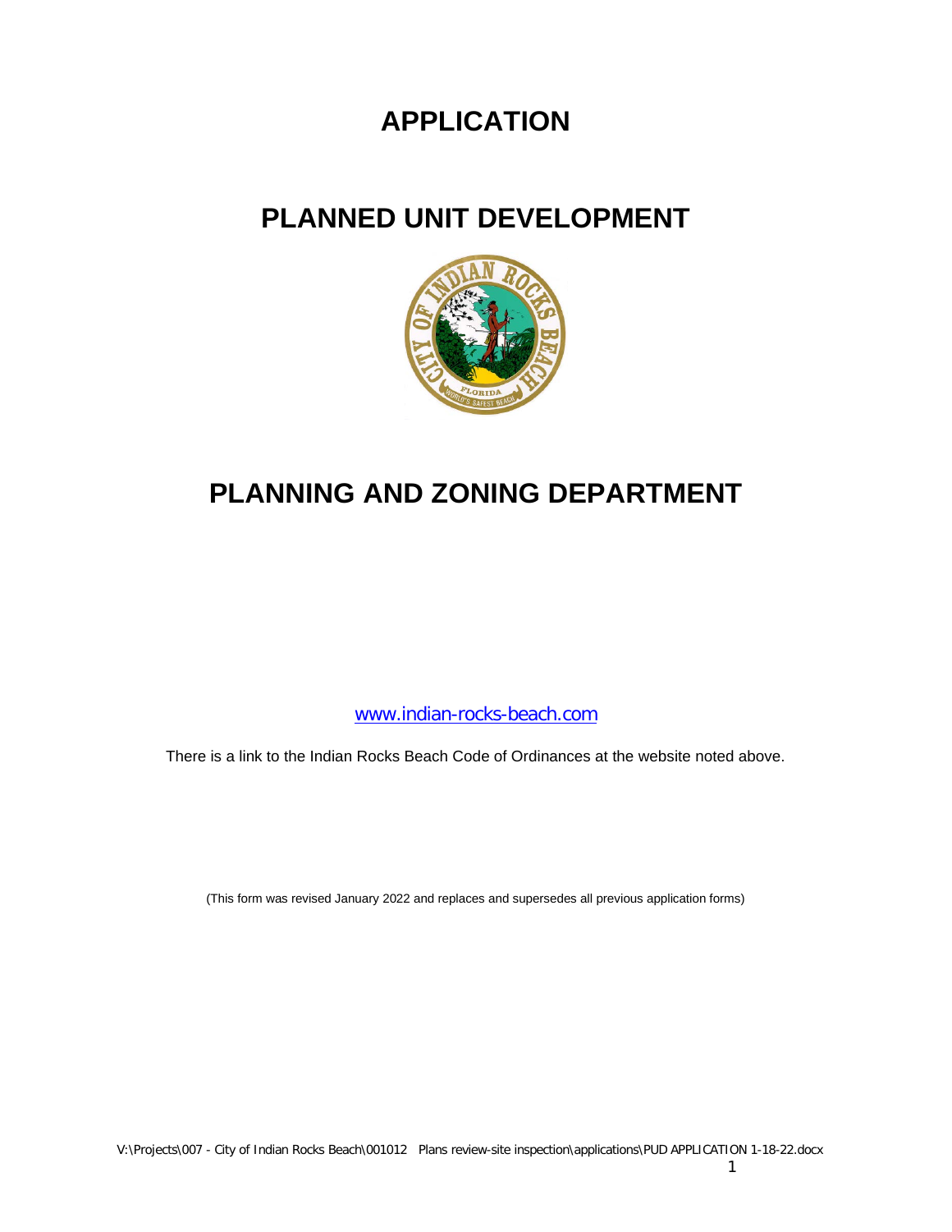# APPLICATION

# PLANNED UNIT DEVELOPMENT

# PLANNING AND ZONING DEPARTMENT

www.indian-rocks-beach.com

There is a link to the Indian Rocks Beach Code of Ordinances at the website noted above.

(This form was revised January 2022 and replaces and supersedes all previous application forms)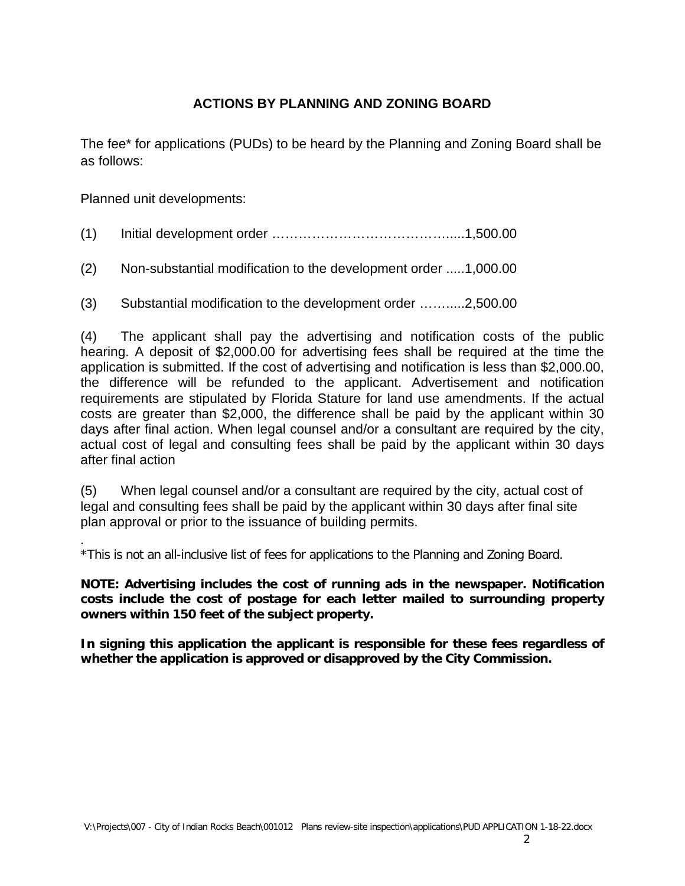## ACTIONS BY PLANNING AND ZONING BOARD

The fee* for applications (PUDs) to be heard by the Planning and Zoning Board shall be as follows:

Planned unit developments:

(1) Initial development order …………………………………….....1,500.00

(2) Non-substantial modification to the development order .....1,000.00

(3) Substantial modification to the development order ……....2,500.00

(4) The applicant shall pay the advertising and notification costs of the public hearing. A deposit of $2,000.00 for advertising fees shall be required at the time the application is submitted. If the cost of advertising and notification is less than $2,000.00, the difference will be refunded to the applicant. Advertisement and notification requirements are stipulated by Florida Stature for land use amendments. If the actual costs are greater than $2,000, the difference shall be paid by the applicant within 30 days after final action. When legal counsel and/or a consultant are required by the city, actual cost of legal and consulting fees shall be paid by the applicant within 30 days after final action

(5) When legal counsel and/or a consultant are required by the city, actual cost of legal and consulting fees shall be paid by the applicant within 30 days after final site plan approval or prior to the issuance of building permits.

*This is not an all-inclusive list of fees for applications to the Planning and Zoning Board.

**NOTE: Advertising includes the cost of running ads in the newspaper. Notification costs include the cost of postage for each letter mailed to surrounding property owners within 150 feet of the subject property.**

**In signing this application the applicant is responsible for these fees regardless of whether the application is approved or disapproved by the City Commission.**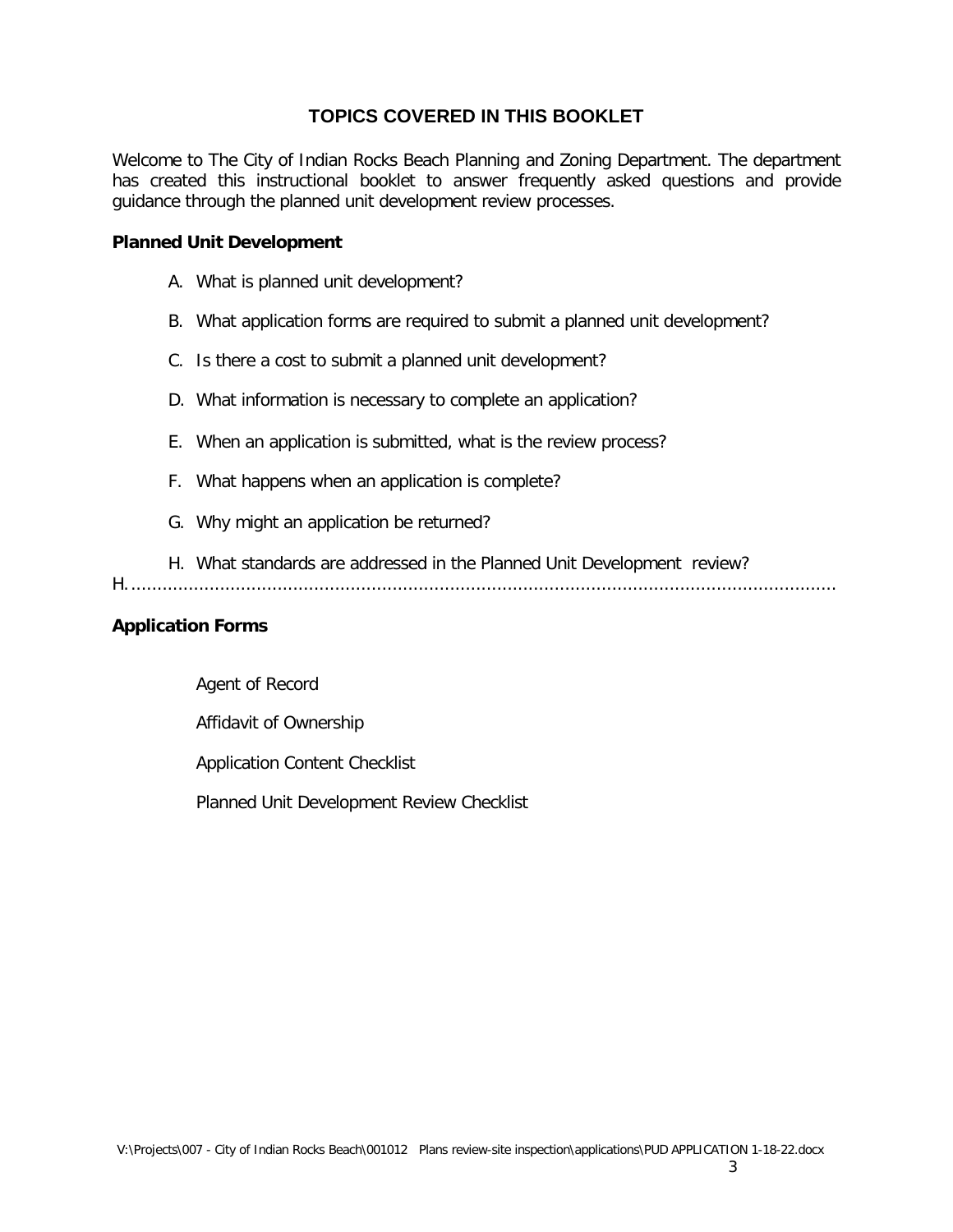## TOPICS COVERED IN THIS BOOKLET

Welcome to The City of Indian Rocks Beach Planning and Zoning Department. The department has created this instructional booklet to answer frequently asked questions and provide guidance through the planned unit development review processes.

**Planned Unit Development**

A. What is planned unit development?

B. What application forms are required to submit a planned unit development?

C. Is there a cost to submit a planned unit development?

D. What information is necessary to complete an application?

E. When an application is submitted, what is the review process?

F. What happens when an application is complete?

G. Why might an application be returned?

H. What standards are addressed in the Planned Unit Development review?

H. ..............................................................................................................................

**Application Forms**

Agent of Record

Affidavit of Ownership

Application Content Checklist

Planned Unit Development Review Checklist

V:\Projects\007 - City of Indian Rocks Beach\001012 Plans review-site inspection\applications\PUD APPLICATION 1-18-22.docx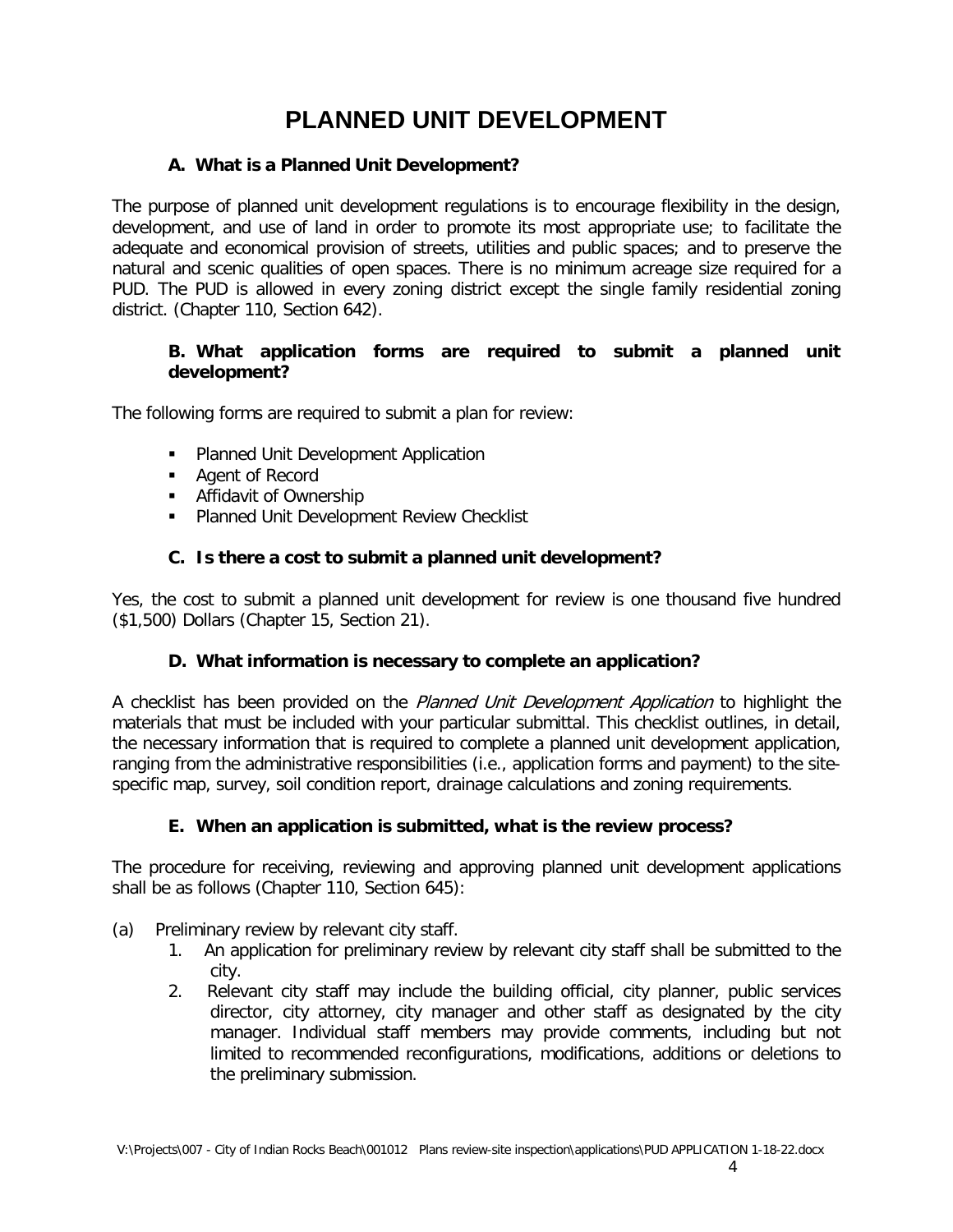# PLANNED UNIT DEVELOPMENT

### A. What is a Planned Unit Development?

The purpose of planned unit development regulations is to encourage flexibility in the design, development, and use of land in order to promote its most appropriate use; to facilitate the adequate and economical provision of streets, utilities and public spaces; and to preserve the natural and scenic qualities of open spaces. There is no minimum acreage size required for a PUD. The PUD is allowed in every zoning district except the single family residential zoning district. (Chapter 110, Section 642).

### B. What application forms are required to submit a planned unit development?

The following forms are required to submit a plan for review:

- Planned Unit Development Application
- Agent of Record
- Affidavit of Ownership
- Planned Unit Development Review Checklist

### C. Is there a cost to submit a planned unit development?

Yes, the cost to submit a planned unit development for review is one thousand five hundred ($1,500) Dollars (Chapter 15, Section 21).

### D. What information is necessary to complete an application?

A checklist has been provided on the *Planned Unit Development Application* to highlight the materials that must be included with your particular submittal. This checklist outlines, in detail, the necessary information that is required to complete a planned unit development application, ranging from the administrative responsibilities (i.e., application forms and payment) to the site-specific map, survey, soil condition report, drainage calculations and zoning requirements.

### E. When an application is submitted, what is the review process?

The procedure for receiving, reviewing and approving planned unit development applications shall be as follows (Chapter 110, Section 645):

(a) Preliminary review by relevant city staff.

1. An application for preliminary review by relevant city staff shall be submitted to the city.
2. Relevant city staff may include the building official, city planner, public services director, city attorney, city manager and other staff as designated by the city manager. Individual staff members may provide comments, including but not limited to recommended reconfigurations, modifications, additions or deletions to the preliminary submission.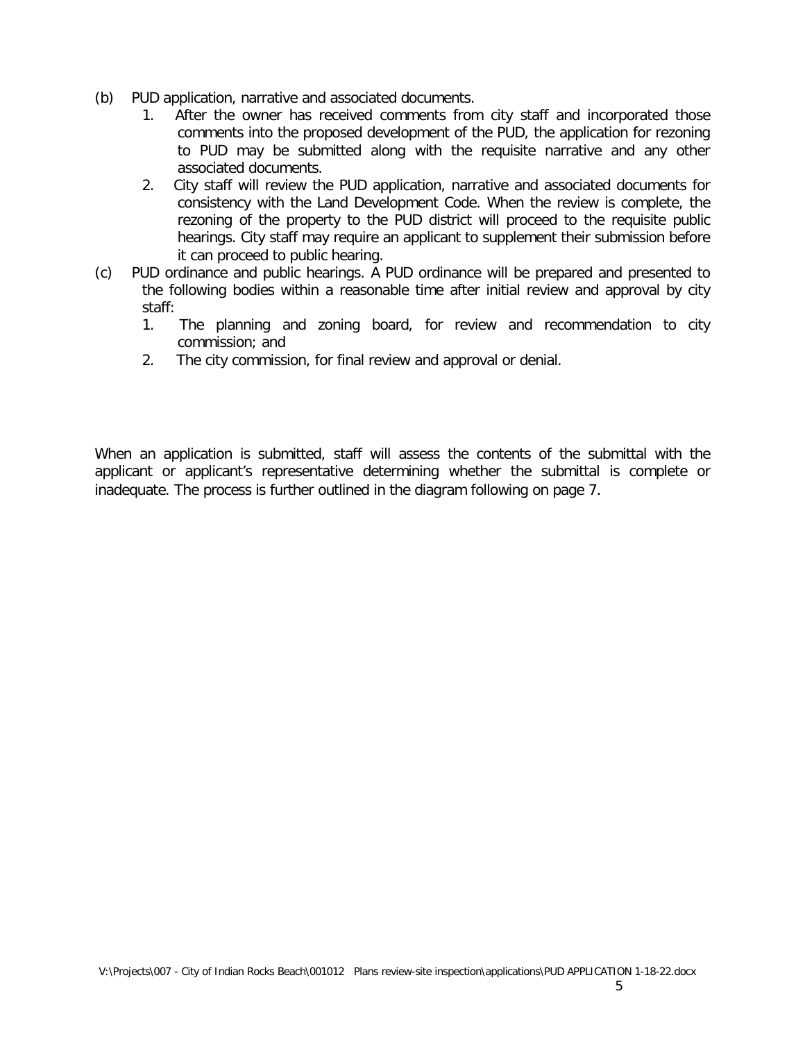(b) PUD application, narrative and associated documents.

1. After the owner has received comments from city staff and incorporated those comments into the proposed development of the PUD, the application for rezoning to PUD may be submitted along with the requisite narrative and any other associated documents.
2. City staff will review the PUD application, narrative and associated documents for consistency with the Land Development Code. When the review is complete, the rezoning of the property to the PUD district will proceed to the requisite public hearings. City staff may require an applicant to supplement their submission before it can proceed to public hearing.

(c) PUD ordinance and public hearings. A PUD ordinance will be prepared and presented to the following bodies within a reasonable time after initial review and approval by city staff:

1. The planning and zoning board, for review and recommendation to city commission; and
2. The city commission, for final review and approval or denial.

When an application is submitted, staff will assess the contents of the submittal with the applicant or applicant's representative determining whether the submittal is complete or inadequate. The process is further outlined in the diagram following on page 7.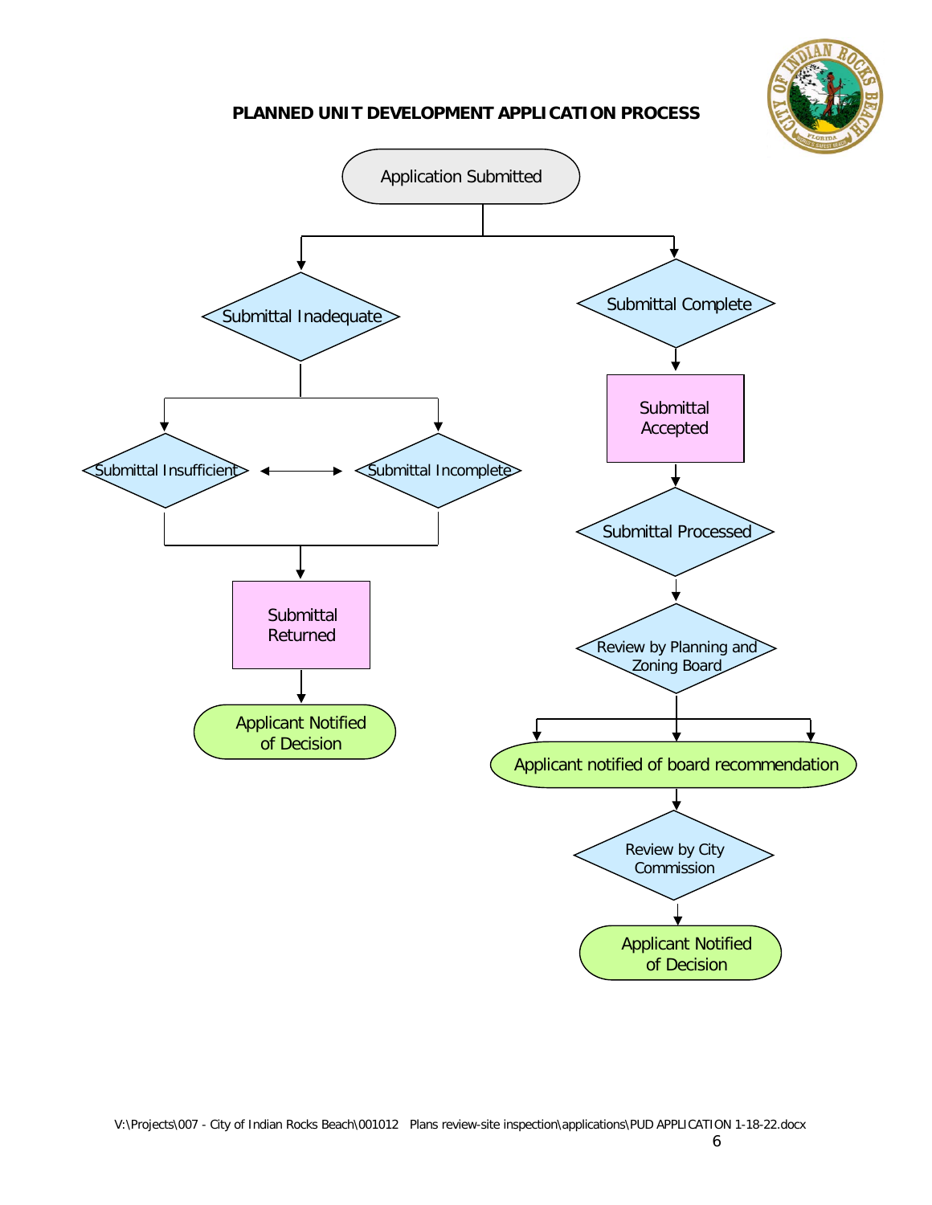## PLANNED UNIT DEVELOPMENT APPLICATION PROCESS

Application Submitted

- Submittal Inadequate
  - Submittal Insufficient ↔ Submittal Incomplete
  - Submittal Returned
  - Applicant Notified of Decision
- Submittal Complete
  - Submittal Accepted
  - Submittal Processed
  - Review by Planning and Zoning Board
  - Applicant notified of board recommendation
  - Review by City Commission
  - Applicant Notified of Decision

V:\Projects\007 - City of Indian Rocks Beach\001012 Plans review-site inspection\applications\PUD APPLICATION 1-18-22.docx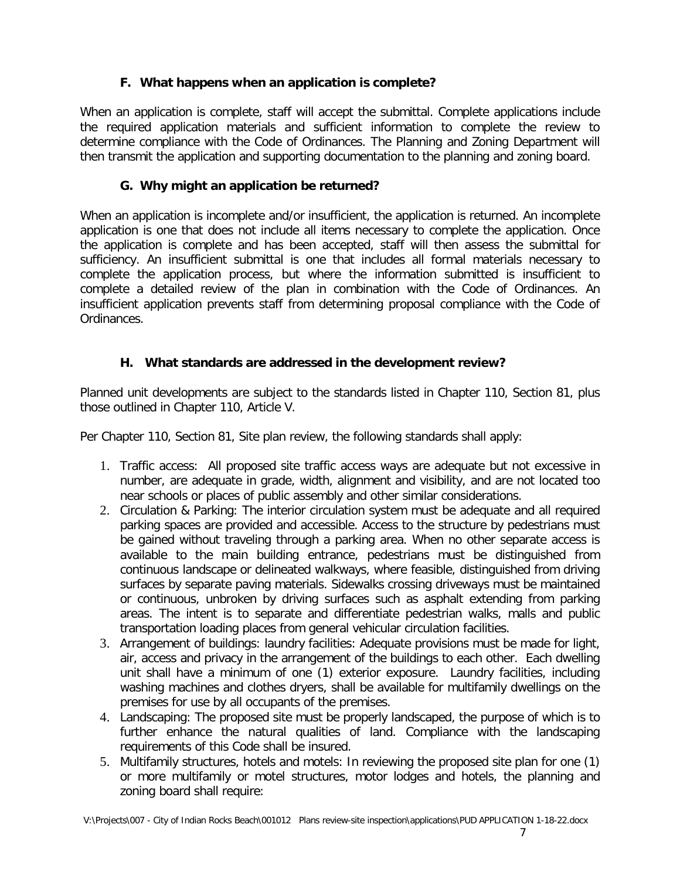### F. What happens when an application is complete?

When an application is complete, staff will accept the submittal. Complete applications include the required application materials and sufficient information to complete the review to determine compliance with the Code of Ordinances. The Planning and Zoning Department will then transmit the application and supporting documentation to the planning and zoning board.

### G. Why might an application be returned?

When an application is incomplete and/or insufficient, the application is returned. An incomplete application is one that does not include all items necessary to complete the application. Once the application is complete and has been accepted, staff will then assess the submittal for sufficiency. An insufficient submittal is one that includes all formal materials necessary to complete the application process, but where the information submitted is insufficient to complete a detailed review of the plan in combination with the Code of Ordinances. An insufficient application prevents staff from determining proposal compliance with the Code of Ordinances.

### H. What standards are addressed in the development review?

Planned unit developments are subject to the standards listed in Chapter 110, Section 81, plus those outlined in Chapter 110, Article V.

Per Chapter 110, Section 81, Site plan review, the following standards shall apply:

1. Traffic access: All proposed site traffic access ways are adequate but not excessive in number, are adequate in grade, width, alignment and visibility, and are not located too near schools or places of public assembly and other similar considerations.
2. Circulation & Parking: The interior circulation system must be adequate and all required parking spaces are provided and accessible. Access to the structure by pedestrians must be gained without traveling through a parking area. When no other separate access is available to the main building entrance, pedestrians must be distinguished from continuous landscape or delineated walkways, where feasible, distinguished from driving surfaces by separate paving materials. Sidewalks crossing driveways must be maintained or continuous, unbroken by driving surfaces such as asphalt extending from parking areas. The intent is to separate and differentiate pedestrian walks, malls and public transportation loading places from general vehicular circulation facilities.
3. Arrangement of buildings: laundry facilities: Adequate provisions must be made for light, air, access and privacy in the arrangement of the buildings to each other. Each dwelling unit shall have a minimum of one (1) exterior exposure. Laundry facilities, including washing machines and clothes dryers, shall be available for multifamily dwellings on the premises for use by all occupants of the premises.
4. Landscaping: The proposed site must be properly landscaped, the purpose of which is to further enhance the natural qualities of land. Compliance with the landscaping requirements of this Code shall be insured.
5. Multifamily structures, hotels and motels: In reviewing the proposed site plan for one (1) or more multifamily or motel structures, motor lodges and hotels, the planning and zoning board shall require: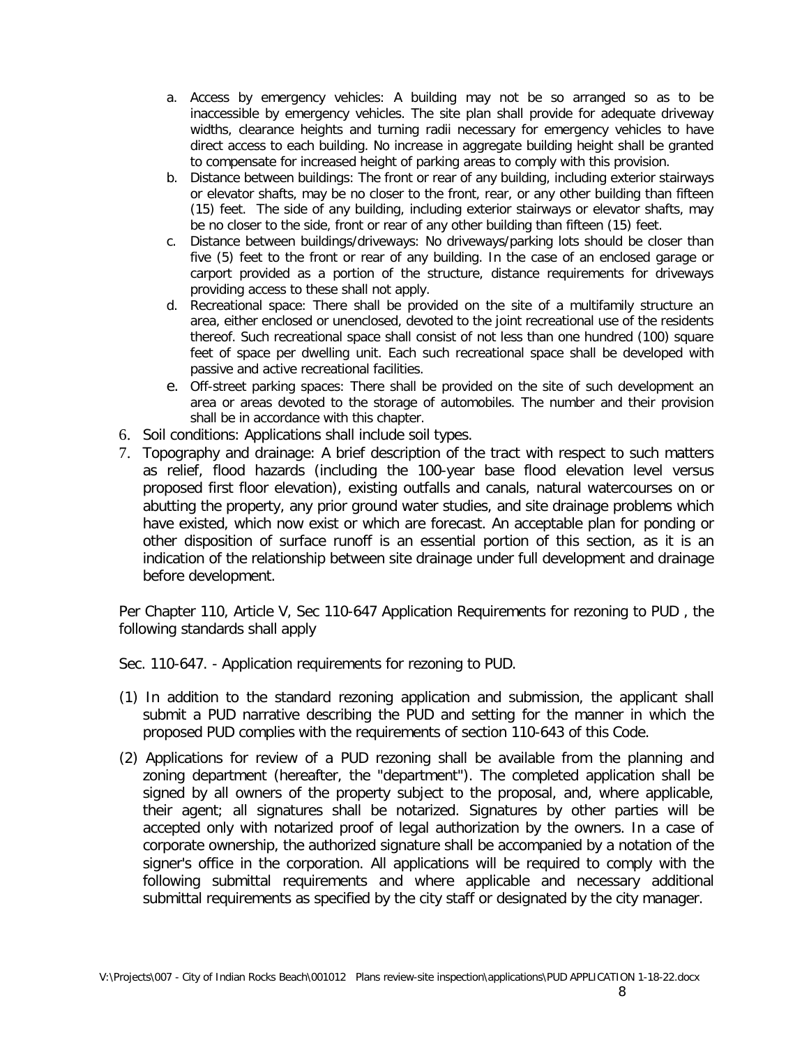a. Access by emergency vehicles: A building may not be so arranged so as to be inaccessible by emergency vehicles. The site plan shall provide for adequate driveway widths, clearance heights and turning radii necessary for emergency vehicles to have direct access to each building. No increase in aggregate building height shall be granted to compensate for increased height of parking areas to comply with this provision.
b. Distance between buildings: The front or rear of any building, including exterior stairways or elevator shafts, may be no closer to the front, rear, or any other building than fifteen (15) feet. The side of any building, including exterior stairways or elevator shafts, may be no closer to the side, front or rear of any other building than fifteen (15) feet.
c. Distance between buildings/driveways: No driveways/parking lots should be closer than five (5) feet to the front or rear of any building. In the case of an enclosed garage or carport provided as a portion of the structure, distance requirements for driveways providing access to these shall not apply.
d. Recreational space: There shall be provided on the site of a multifamily structure an area, either enclosed or unenclosed, devoted to the joint recreational use of the residents thereof. Such recreational space shall consist of not less than one hundred (100) square feet of space per dwelling unit. Each such recreational space shall be developed with passive and active recreational facilities.
e. Off-street parking spaces: There shall be provided on the site of such development an area or areas devoted to the storage of automobiles. The number and their provision shall be in accordance with this chapter.

6. Soil conditions: Applications shall include soil types.
7. Topography and drainage: A brief description of the tract with respect to such matters as relief, flood hazards (including the 100-year base flood elevation level versus proposed first floor elevation), existing outfalls and canals, natural watercourses on or abutting the property, any prior ground water studies, and site drainage problems which have existed, which now exist or which are forecast. An acceptable plan for ponding or other disposition of surface runoff is an essential portion of this section, as it is an indication of the relationship between site drainage under full development and drainage before development.

Per Chapter 110, Article V, Sec 110-647 Application Requirements for rezoning to PUD , the following standards shall apply

Sec. 110-647. - Application requirements for rezoning to PUD.

(1) In addition to the standard rezoning application and submission, the applicant shall submit a PUD narrative describing the PUD and setting for the manner in which the proposed PUD complies with the requirements of section 110-643 of this Code.

(2) Applications for review of a PUD rezoning shall be available from the planning and zoning department (hereafter, the "department"). The completed application shall be signed by all owners of the property subject to the proposal, and, where applicable, their agent; all signatures shall be notarized. Signatures by other parties will be accepted only with notarized proof of legal authorization by the owners. In a case of corporate ownership, the authorized signature shall be accompanied by a notation of the signer's office in the corporation. All applications will be required to comply with the following submittal requirements and where applicable and necessary additional submittal requirements as specified by the city staff or designated by the city manager.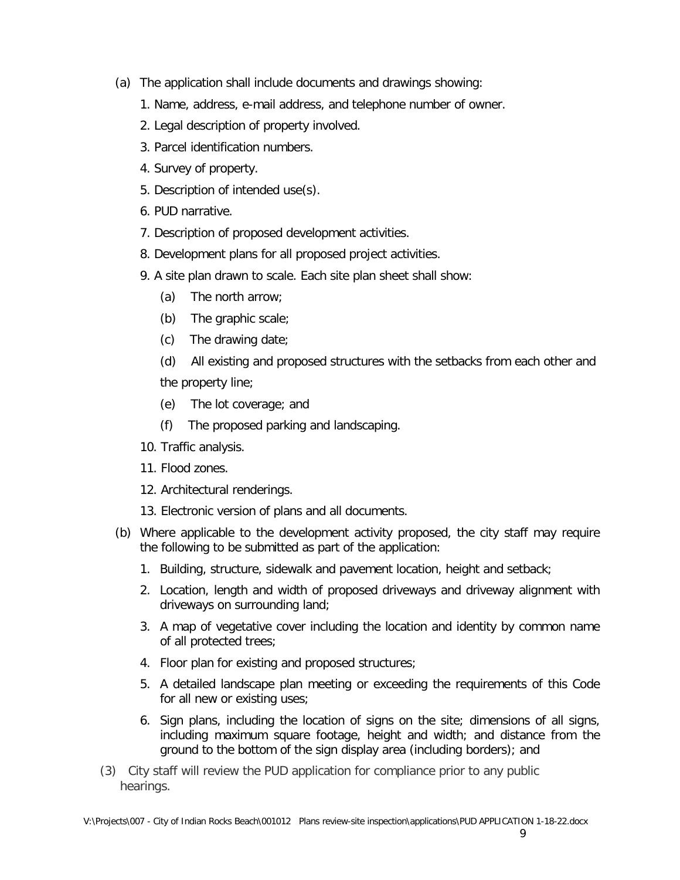(a) The application shall include documents and drawings showing:

1. Name, address, e-mail address, and telephone number of owner.
2. Legal description of property involved.
3. Parcel identification numbers.
4. Survey of property.
5. Description of intended use(s).
6. PUD narrative.
7. Description of proposed development activities.
8. Development plans for all proposed project activities.
9. A site plan drawn to scale. Each site plan sheet shall show:
    - (a) The north arrow;
    - (b) The graphic scale;
    - (c) The drawing date;
    - (d) All existing and proposed structures with the setbacks from each other and the property line;
    - (e) The lot coverage; and
    - (f) The proposed parking and landscaping.
10. Traffic analysis.
11. Flood zones.
12. Architectural renderings.
13. Electronic version of plans and all documents.

(b) Where applicable to the development activity proposed, the city staff may require the following to be submitted as part of the application:

1. Building, structure, sidewalk and pavement location, height and setback;
2. Location, length and width of proposed driveways and driveway alignment with driveways on surrounding land;
3. A map of vegetative cover including the location and identity by common name of all protected trees;
4. Floor plan for existing and proposed structures;
5. A detailed landscape plan meeting or exceeding the requirements of this Code for all new or existing uses;
6. Sign plans, including the location of signs on the site; dimensions of all signs, including maximum square footage, height and width; and distance from the ground to the bottom of the sign display area (including borders); and

(3) City staff will review the PUD application for compliance prior to any public hearings.

V:\Projects\007 - City of Indian Rocks Beach\001012 Plans review-site inspection\applications\PUD APPLICATION 1-18-22.docx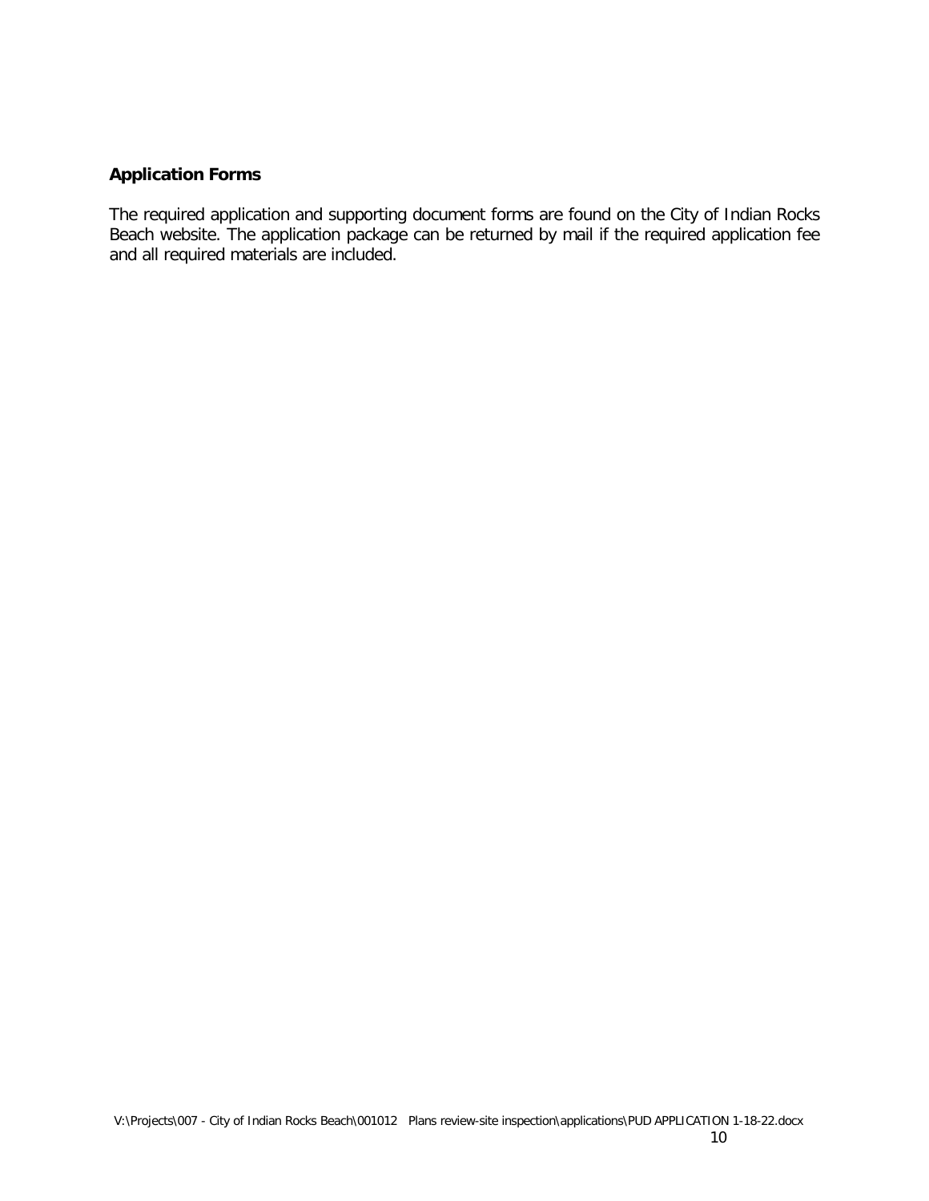**Application Forms**

The required application and supporting document forms are found on the City of Indian Rocks Beach website. The application package can be returned by mail if the required application fee and all required materials are included.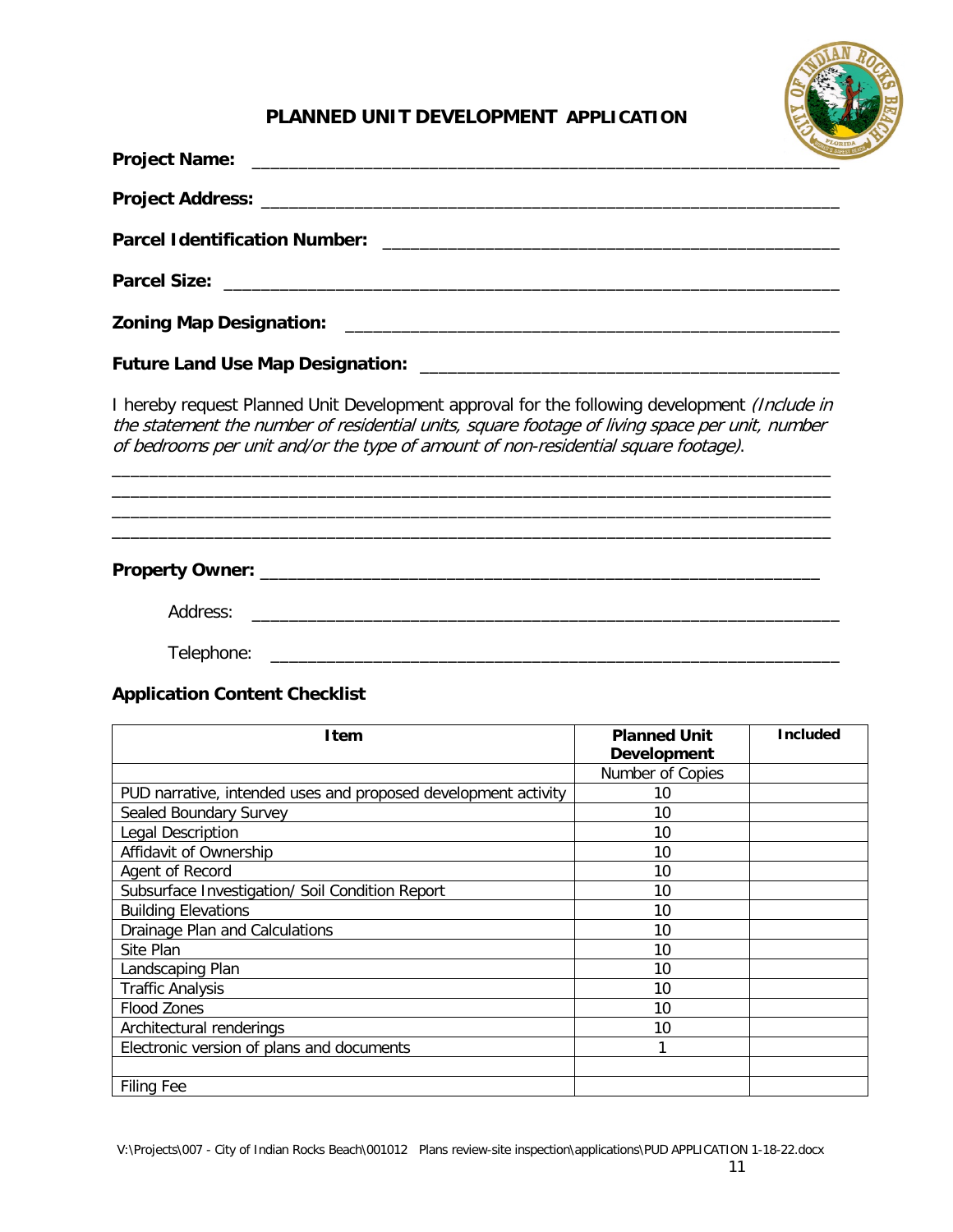# PLANNED UNIT DEVELOPMENT APPLICATION

**Project Name:** ______________________________________________________________

**Project Address:** ______________________________________________________________

**Parcel Identification Number:** ______________________________________________

**Parcel Size:** ______________________________________________________________

**Zoning Map Designation:** ____________________________________________________

**Future Land Use Map Designation:** ___________________________________________

I hereby request Planned Unit Development approval for the following development *(Include in the statement the number of residential units, square footage of living space per unit, number of bedrooms per unit and/or the type of amount of non-residential square footage).*

______________________________________________________________________________
______________________________________________________________________________
______________________________________________________________________________
______________________________________________________________________________

**Property Owner:** ____________________________________________________________

Address: ______________________________________________________________

Telephone: ____________________________________________________________

## Application Content Checklist

| Item | Planned Unit Development | Included |
|---|---|---|
| | Number of Copies | |
| PUD narrative, intended uses and proposed development activity | 10 | |
| Sealed Boundary Survey | 10 | |
| Legal Description | 10 | |
| Affidavit of Ownership | 10 | |
| Agent of Record | 10 | |
| Subsurface Investigation/ Soil Condition Report | 10 | |
| Building Elevations | 10 | |
| Drainage Plan and Calculations | 10 | |
| Site Plan | 10 | |
| Landscaping Plan | 10 | |
| Traffic Analysis | 10 | |
| Flood Zones | 10 | |
| Architectural renderings | 10 | |
| Electronic version of plans and documents | 1 | |
| | | |
| Filing Fee | | |

V:\Projects\007 - City of Indian Rocks Beach\001012 Plans review-site inspection\applications\PUD APPLICATION 1-18-22.docx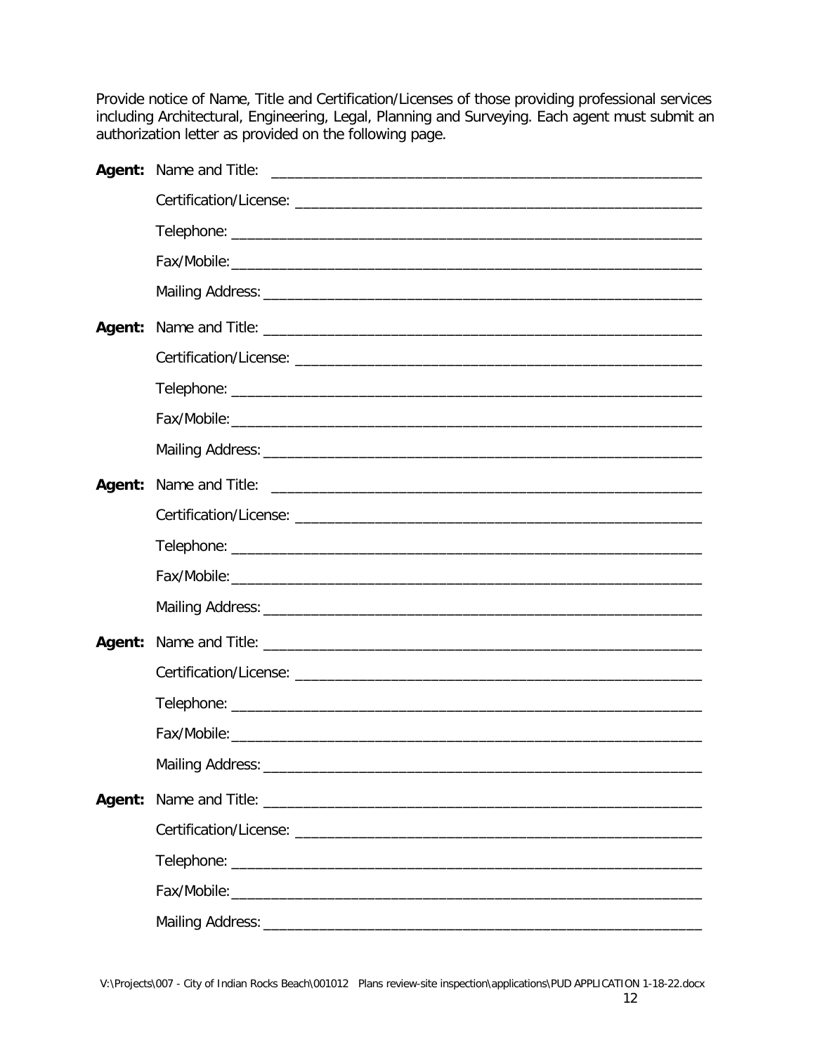Provide notice of Name, Title and Certification/Licenses of those providing professional services including Architectural, Engineering, Legal, Planning and Surveying. Each agent must submit an authorization letter as provided on the following page.

**Agent:** Name and Title: ______________________________________________________

Certification/License: ______________________________________________________

Telephone: ______________________________________________________

Fax/Mobile: ______________________________________________________

Mailing Address: ______________________________________________________

**Agent:** Name and Title: ______________________________________________________

Certification/License: ______________________________________________________

Telephone: ______________________________________________________

Fax/Mobile: ______________________________________________________

Mailing Address: ______________________________________________________

**Agent:** Name and Title: ______________________________________________________

Certification/License: ______________________________________________________

Telephone: ______________________________________________________

Fax/Mobile: ______________________________________________________

Mailing Address: ______________________________________________________

**Agent:** Name and Title: ______________________________________________________

Certification/License: ______________________________________________________

Telephone: ______________________________________________________

Fax/Mobile: ______________________________________________________

Mailing Address: ______________________________________________________

**Agent:** Name and Title: ______________________________________________________

Certification/License: ______________________________________________________

Telephone: ______________________________________________________

Fax/Mobile: ______________________________________________________

Mailing Address: ______________________________________________________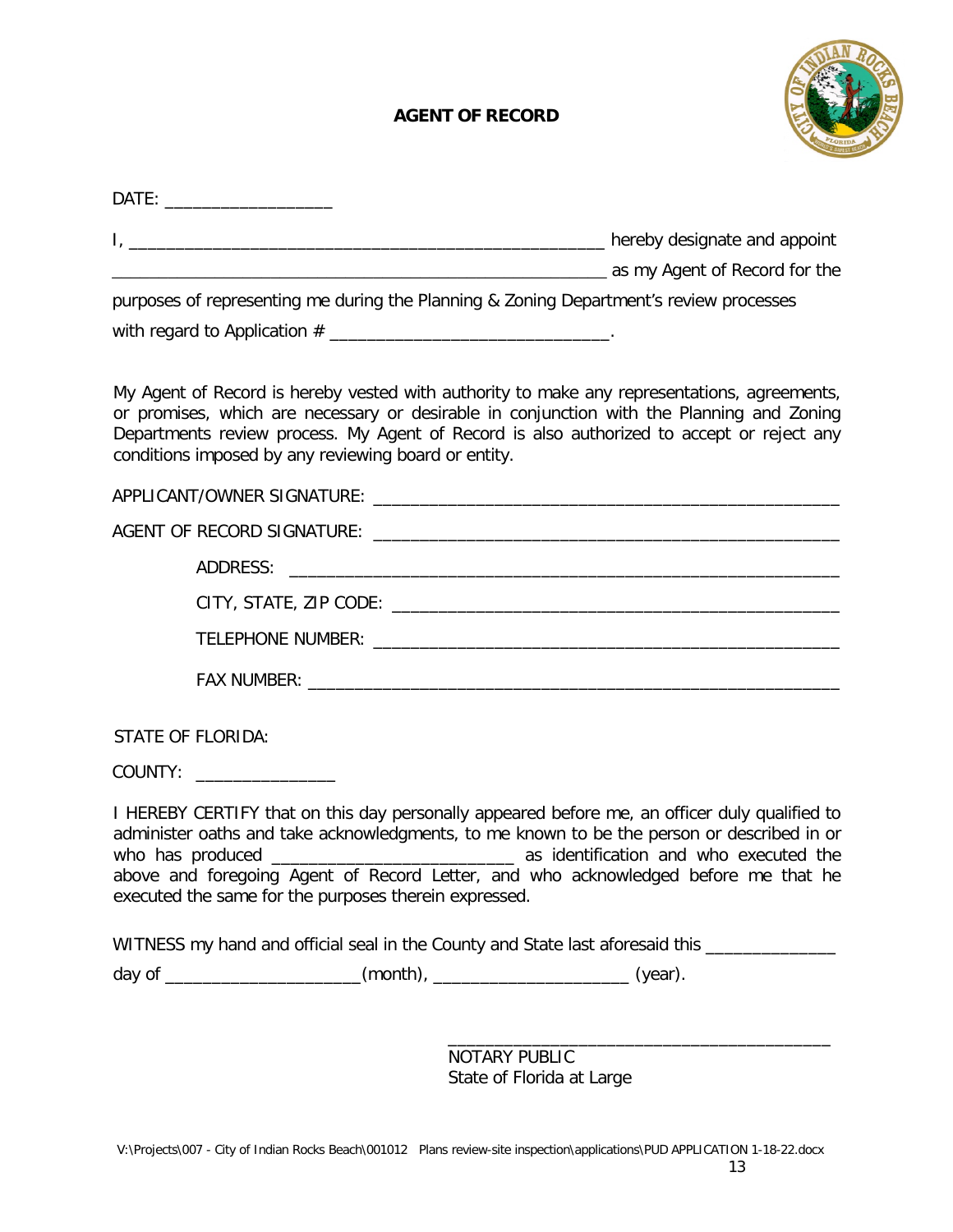# AGENT OF RECORD

DATE: __________________

I, ____________________________________________________ hereby designate and appoint _______________________________________________________ as my Agent of Record for the purposes of representing me during the Planning & Zoning Department's review processes with regard to Application # ______________________________.

My Agent of Record is hereby vested with authority to make any representations, agreements, or promises, which are necessary or desirable in conjunction with the Planning and Zoning Departments review process. My Agent of Record is also authorized to accept or reject any conditions imposed by any reviewing board or entity.

APPLICANT/OWNER SIGNATURE: ___________________________________________________

AGENT OF RECORD SIGNATURE: ___________________________________________________

ADDRESS: ____________________________________________________________

CITY, STATE, ZIP CODE: ________________________________________________

TELEPHONE NUMBER: ___________________________________________________

FAX NUMBER: _________________________________________________________

STATE OF FLORIDA:

COUNTY: _______________

I HEREBY CERTIFY that on this day personally appeared before me, an officer duly qualified to administer oaths and take acknowledgments, to me known to be the person or described in or who has produced __________________________ as identification and who executed the above and foregoing Agent of Record Letter, and who acknowledged before me that he executed the same for the purposes therein expressed.

WITNESS my hand and official seal in the County and State last aforesaid this ______________ day of _____________________(month), _____________________ (year).

__________________________________________

NOTARY PUBLIC
State of Florida at Large

V:\Projects\007 - City of Indian Rocks Beach\001012 Plans review-site inspection\applications\PUD APPLICATION 1-18-22.docx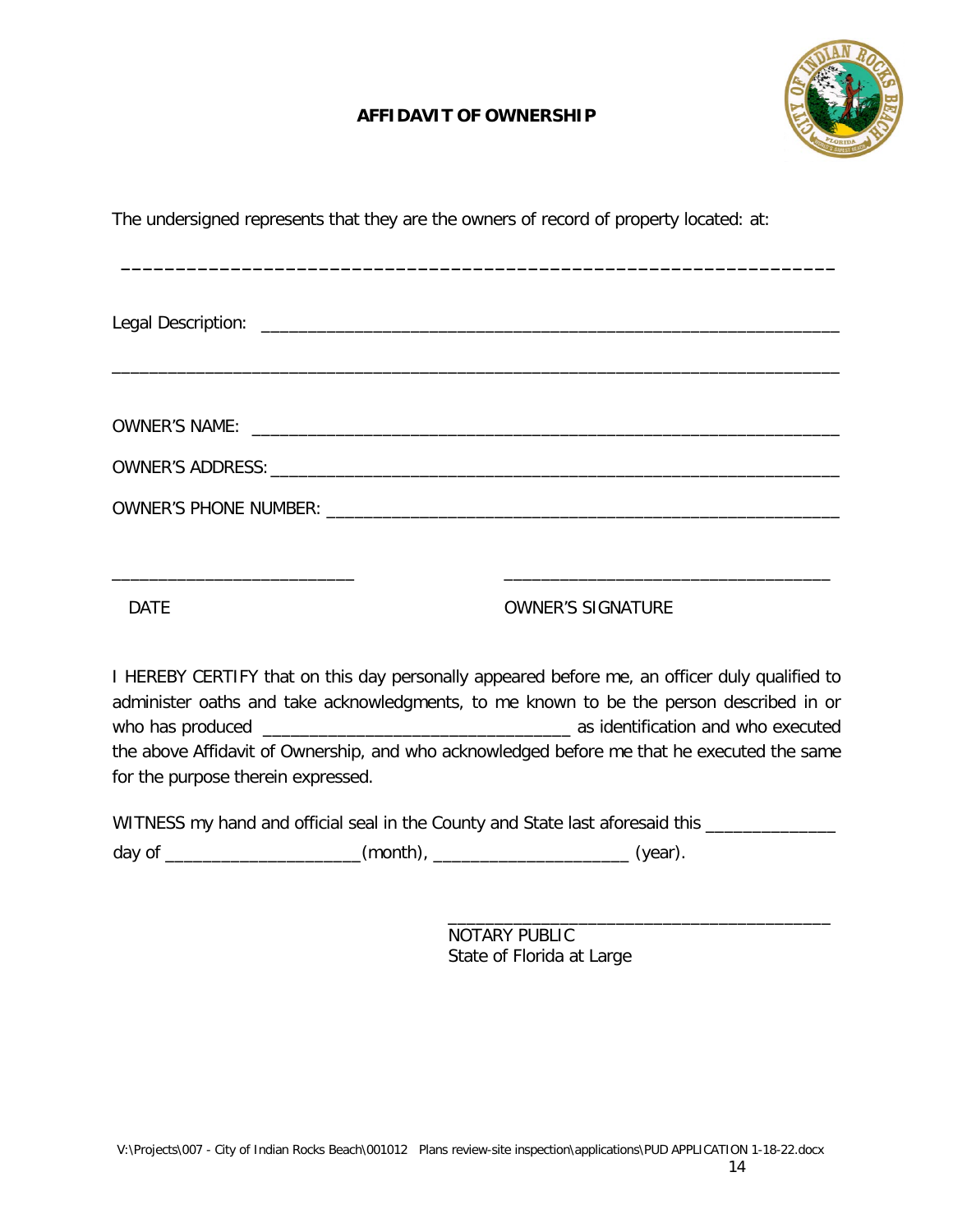## AFFIDAVIT OF OWNERSHIP

The undersigned represents that they are the owners of record of property located: at:

_________________________________________________________________

Legal Description: _______________________________________________________________

_________________________________________________________________________________

OWNER'S NAME: _________________________________________________________________

OWNER'S ADDRESS: _______________________________________________________________

OWNER'S PHONE NUMBER: _________________________________________________________

___________________________ ___________________________________

DATE OWNER'S SIGNATURE

I HEREBY CERTIFY that on this day personally appeared before me, an officer duly qualified to administer oaths and take acknowledgments, to me known to be the person described in or who has produced _________________________________ as identification and who executed the above Affidavit of Ownership, and who acknowledged before me that he executed the same for the purpose therein expressed.

WITNESS my hand and official seal in the County and State last aforesaid this ______________ day of _____________________(month), _____________________ (year).

__________________________________________

NOTARY PUBLIC
State of Florida at Large

V:\Projects\007 - City of Indian Rocks Beach\001012 Plans review-site inspection\applications\PUD APPLICATION 1-18-22.docx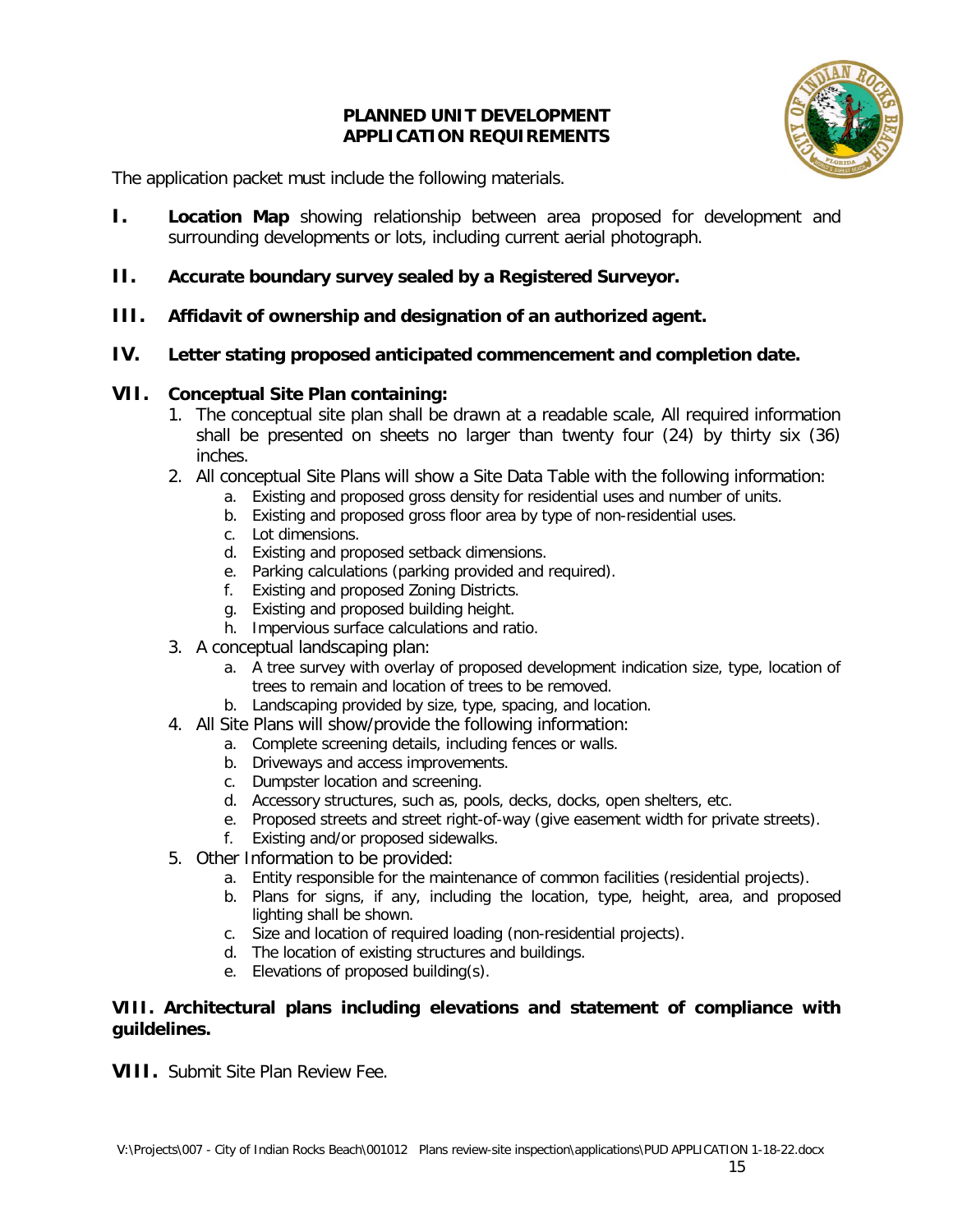# PLANNED UNIT DEVELOPMENT
# APPLICATION REQUIREMENTS

The application packet must include the following materials.

**I.** **Location Map** showing relationship between area proposed for development and surrounding developments or lots, including current aerial photograph.

**II.** **Accurate boundary survey sealed by a Registered Surveyor.**

**III.** **Affidavit of ownership and designation of an authorized agent.**

**IV.** **Letter stating proposed anticipated commencement and completion date.**

**VII.** **Conceptual Site Plan containing:**

1. The conceptual site plan shall be drawn at a readable scale, All required information shall be presented on sheets no larger than twenty four (24) by thirty six (36) inches.
2. All conceptual Site Plans will show a Site Data Table with the following information:
   a. Existing and proposed gross density for residential uses and number of units.
   b. Existing and proposed gross floor area by type of non-residential uses.
   c. Lot dimensions.
   d. Existing and proposed setback dimensions.
   e. Parking calculations (parking provided and required).
   f. Existing and proposed Zoning Districts.
   g. Existing and proposed building height.
   h. Impervious surface calculations and ratio.
3. A conceptual landscaping plan:
   a. A tree survey with overlay of proposed development indication size, type, location of trees to remain and location of trees to be removed.
   b. Landscaping provided by size, type, spacing, and location.
4. All Site Plans will show/provide the following information:
   a. Complete screening details, including fences or walls.
   b. Driveways and access improvements.
   c. Dumpster location and screening.
   d. Accessory structures, such as, pools, decks, docks, open shelters, etc.
   e. Proposed streets and street right-of-way (give easement width for private streets).
   f. Existing and/or proposed sidewalks.
5. Other Information to be provided:
   a. Entity responsible for the maintenance of common facilities (residential projects).
   b. Plans for signs, if any, including the location, type, height, area, and proposed lighting shall be shown.
   c. Size and location of required loading (non-residential projects).
   d. The location of existing structures and buildings.
   e. Elevations of proposed building(s).

**VIII. Architectural plans including elevations and statement of compliance with guildelines.**

**VIII.** Submit Site Plan Review Fee.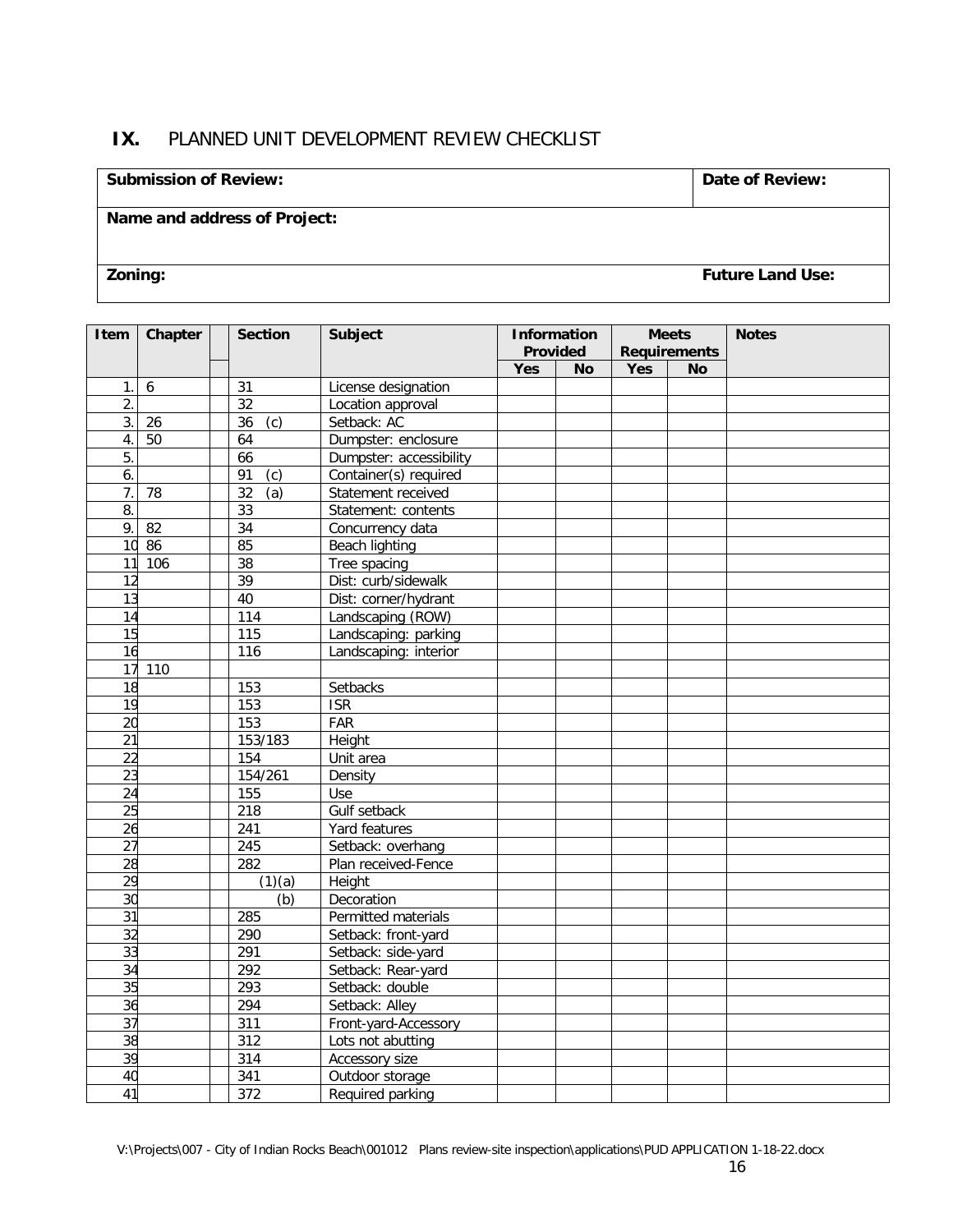## IX. PLANNED UNIT DEVELOPMENT REVIEW CHECKLIST

| Submission of Review: | Date of Review: |
|---|---|
| Name and address of Project: | |
| Zoning: | Future Land Use: |

| Item | Chapter | | Section | Subject | Information Provided | | Meets Requirements | | Notes |
|---|---|---|---|---|---|---|---|---|---|
| | | | | | Yes | No | Yes | No | |
| 1. | 6 | | 31 | License designation | | | | | |
| 2. | | | 32 | Location approval | | | | | |
| 3. | 26 | | 36 (c) | Setback: AC | | | | | |
| 4. | 50 | | 64 | Dumpster: enclosure | | | | | |
| 5. | | | 66 | Dumpster: accessibility | | | | | |
| 6. | | | 91 (c) | Container(s) required | | | | | |
| 7. | 78 | | 32 (a) | Statement received | | | | | |
| 8. | | | 33 | Statement: contents | | | | | |
| 9. | 82 | | 34 | Concurrency data | | | | | |
| 10 | 86 | | 85 | Beach lighting | | | | | |
| 11 | 106 | | 38 | Tree spacing | | | | | |
| 12 | | | 39 | Dist: curb/sidewalk | | | | | |
| 13 | | | 40 | Dist: corner/hydrant | | | | | |
| 14 | | | 114 | Landscaping (ROW) | | | | | |
| 15 | | | 115 | Landscaping: parking | | | | | |
| 16 | | | 116 | Landscaping: interior | | | | | |
| 17 | 110 | | | | | | | | |
| 18 | | | 153 | Setbacks | | | | | |
| 19 | | | 153 | ISR | | | | | |
| 20 | | | 153 | FAR | | | | | |
| 21 | | | 153/183 | Height | | | | | |
| 22 | | | 154 | Unit area | | | | | |
| 23 | | | 154/261 | Density | | | | | |
| 24 | | | 155 | Use | | | | | |
| 25 | | | 218 | Gulf setback | | | | | |
| 26 | | | 241 | Yard features | | | | | |
| 27 | | | 245 | Setback: overhang | | | | | |
| 28 | | | 282 | Plan received-Fence | | | | | |
| 29 | | | (1)(a) | Height | | | | | |
| 30 | | | (b) | Decoration | | | | | |
| 31 | | | 285 | Permitted materials | | | | | |
| 32 | | | 290 | Setback: front-yard | | | | | |
| 33 | | | 291 | Setback: side-yard | | | | | |
| 34 | | | 292 | Setback: Rear-yard | | | | | |
| 35 | | | 293 | Setback: double | | | | | |
| 36 | | | 294 | Setback: Alley | | | | | |
| 37 | | | 311 | Front-yard-Accessory | | | | | |
| 38 | | | 312 | Lots not abutting | | | | | |
| 39 | | | 314 | Accessory size | | | | | |
| 40 | | | 341 | Outdoor storage | | | | | |
| 41 | | | 372 | Required parking | | | | | |

V:\Projects\007 - City of Indian Rocks Beach\001012 Plans review-site inspection\applications\PUD APPLICATION 1-18-22.docx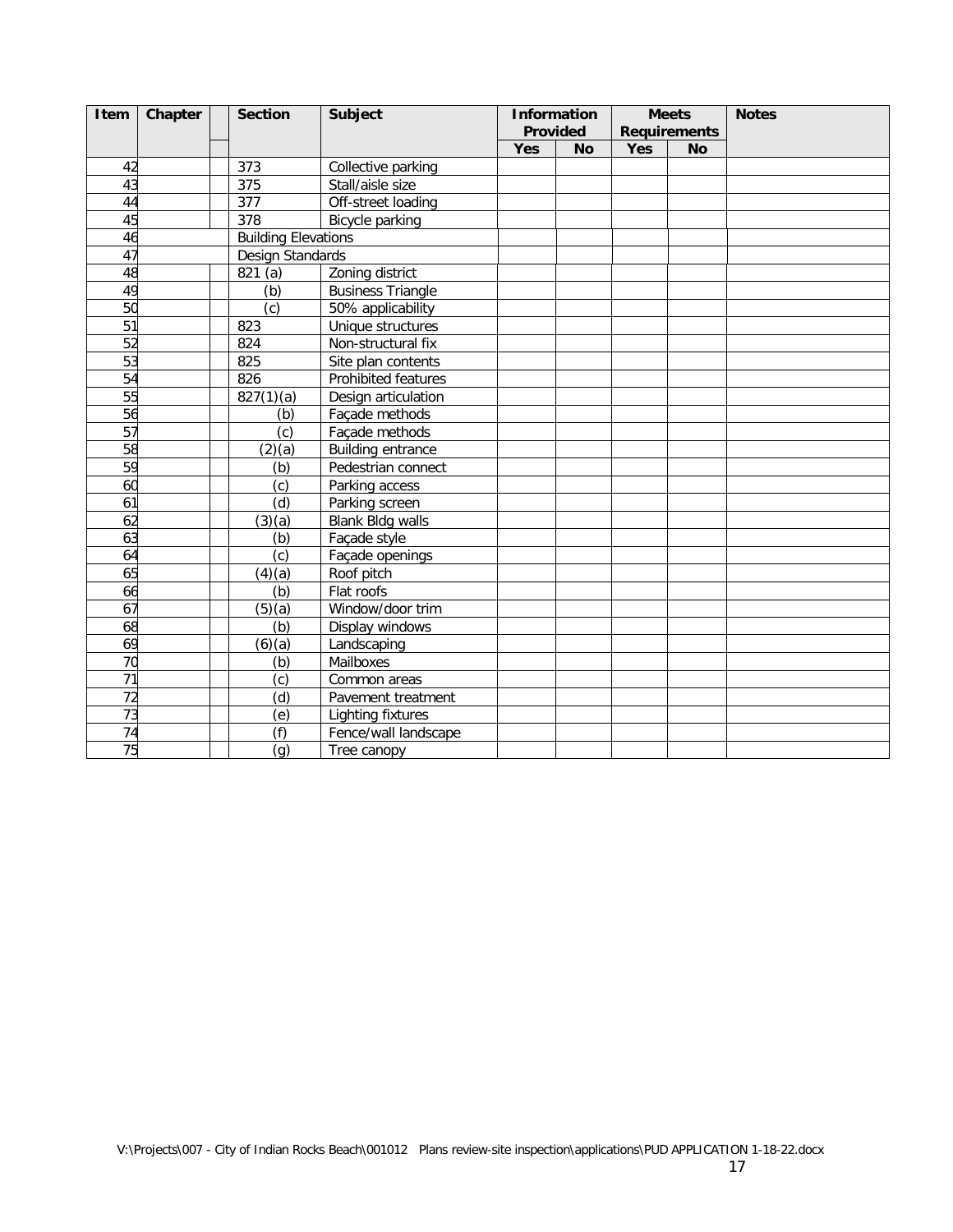| Item | Chapter | | Section | Subject | Information Provided | | Meets Requirements | | Notes |
|---|---|---|---|---|---|---|---|---|---|
| | | | | | Yes | No | Yes | No | |
| 42 | | | 373 | Collective parking | | | | | |
| 43 | | | 375 | Stall/aisle size | | | | | |
| 44 | | | 377 | Off-street loading | | | | | |
| 45 | | | 378 | Bicycle parking | | | | | |
| 46 | | | Building Elevations | | | | | | |
| 47 | | | Design Standards | | | | | | |
| 48 | | | 821 (a) | Zoning district | | | | | |
| 49 | | | (b) | Business Triangle | | | | | |
| 50 | | | (c) | 50% applicability | | | | | |
| 51 | | | 823 | Unique structures | | | | | |
| 52 | | | 824 | Non-structural fix | | | | | |
| 53 | | | 825 | Site plan contents | | | | | |
| 54 | | | 826 | Prohibited features | | | | | |
| 55 | | | 827(1)(a) | Design articulation | | | | | |
| 56 | | | (b) | Façade methods | | | | | |
| 57 | | | (c) | Façade methods | | | | | |
| 58 | | | (2)(a) | Building entrance | | | | | |
| 59 | | | (b) | Pedestrian connect | | | | | |
| 60 | | | (c) | Parking access | | | | | |
| 61 | | | (d) | Parking screen | | | | | |
| 62 | | | (3)(a) | Blank Bldg walls | | | | | |
| 63 | | | (b) | Façade style | | | | | |
| 64 | | | (c) | Façade openings | | | | | |
| 65 | | | (4)(a) | Roof pitch | | | | | |
| 66 | | | (b) | Flat roofs | | | | | |
| 67 | | | (5)(a) | Window/door trim | | | | | |
| 68 | | | (b) | Display windows | | | | | |
| 69 | | | (6)(a) | Landscaping | | | | | |
| 70 | | | (b) | Mailboxes | | | | | |
| 71 | | | (c) | Common areas | | | | | |
| 72 | | | (d) | Pavement treatment | | | | | |
| 73 | | | (e) | Lighting fixtures | | | | | |
| 74 | | | (f) | Fence/wall landscape | | | | | |
| 75 | | | (g) | Tree canopy | | | | | |

V:\Projects\007 - City of Indian Rocks Beach\001012 Plans review-site inspection\applications\PUD APPLICATION 1-18-22.docx